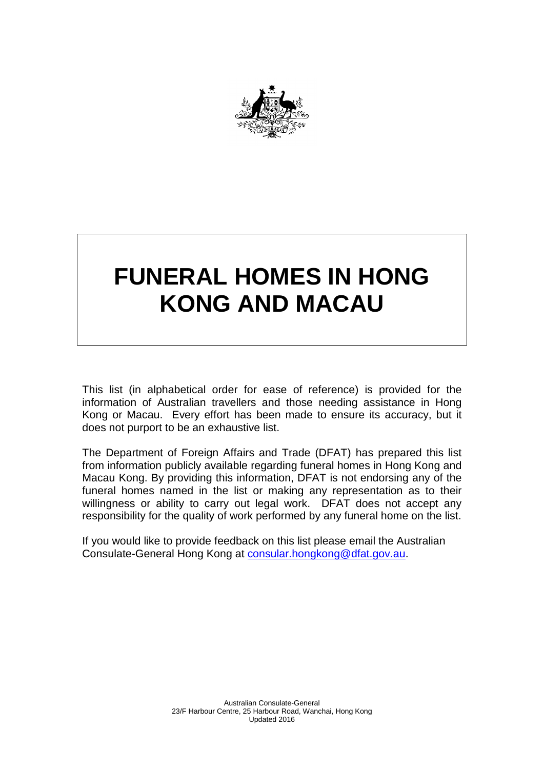# FUNERAL HOMES IN HONG KONG AND MACAU

This list (in alphabetical order for ease of reference) is provided for the information of Australian travellers and those needing assistance in Hong Kong or Macau. Every effort has been made to ensure its accuracy, but it does not purport to be an exhaustive list.

The Department of Foreign Affairs and Trade (DFAT) has prepared this list from information publicly available regarding funeral homes in Hong Kong and Macau Kong. By providing this information, DFAT is not endorsing any of the funeral homes named in the list or making any representation as to their willingness or ability to carry out legal work. DFAT does not accept any responsibility for the quality of work performed by any funeral home on the list.

If you would like to provide feedback on this list please email the Australian Consulate-General Hong Kong at consular.hongkong@dfat.gov.au.

Australian Consulate-General
23/F Harbour Centre, 25 Harbour Road, Wanchai, Hong Kong
Updated 2016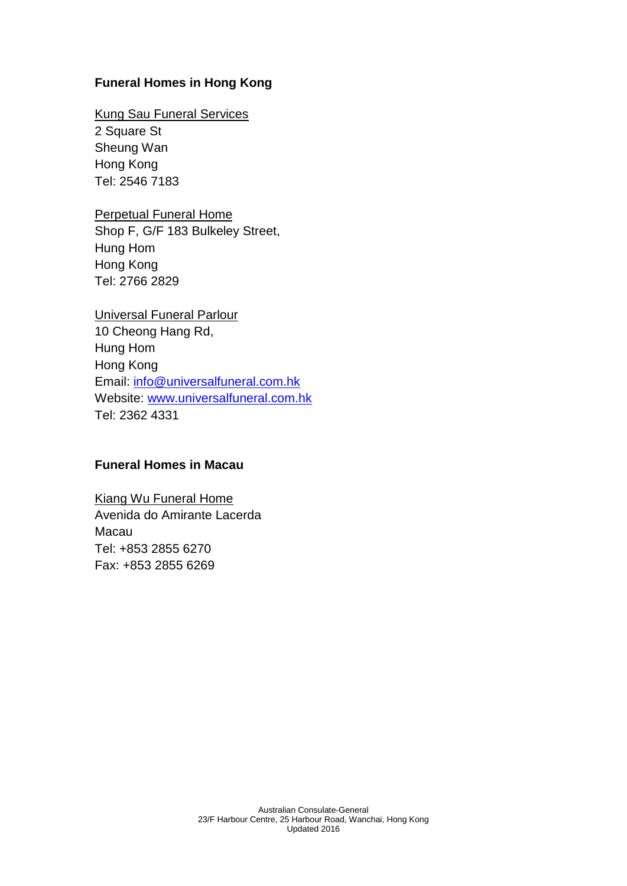**Funeral Homes in Hong Kong**

Kung Sau Funeral Services
2 Square St
Sheung Wan
Hong Kong
Tel: 2546 7183

Perpetual Funeral Home
Shop F, G/F 183 Bulkeley Street,
Hung Hom
Hong Kong
Tel: 2766 2829

Universal Funeral Parlour
10 Cheong Hang Rd,
Hung Hom
Hong Kong
Email: info@universalfuneral.com.hk
Website: www.universalfuneral.com.hk
Tel: 2362 4331

**Funeral Homes in Macau**

Kiang Wu Funeral Home
Avenida do Amirante Lacerda
Macau
Tel: +853 2855 6270
Fax: +853 2855 6269

Australian Consulate-General
23/F Harbour Centre, 25 Harbour Road, Wanchai, Hong Kong
Updated 2016